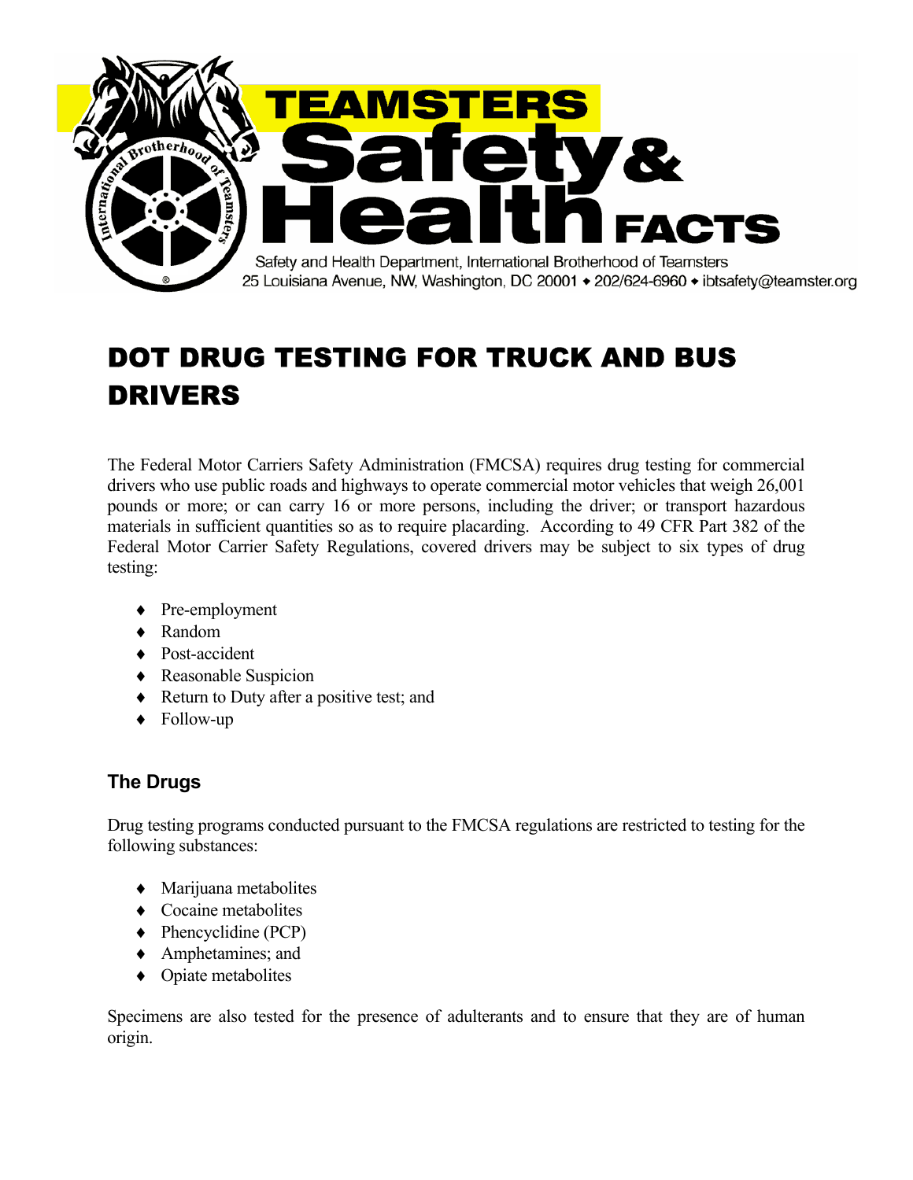# TEAMSTERS Safety & Health FACTS

Safety and Health Department, International Brotherhood of Teamsters
25 Louisiana Avenue, NW, Washington, DC 20001 ◆ 202/624-6960 ◆ ibtsafety@teamster.org

# DOT DRUG TESTING FOR TRUCK AND BUS DRIVERS

The Federal Motor Carriers Safety Administration (FMCSA) requires drug testing for commercial drivers who use public roads and highways to operate commercial motor vehicles that weigh 26,001 pounds or more; or can carry 16 or more persons, including the driver; or transport hazardous materials in sufficient quantities so as to require placarding. According to 49 CFR Part 382 of the Federal Motor Carrier Safety Regulations, covered drivers may be subject to six types of drug testing:

- Pre-employment
- Random
- Post-accident
- Reasonable Suspicion
- Return to Duty after a positive test; and
- Follow-up

## The Drugs

Drug testing programs conducted pursuant to the FMCSA regulations are restricted to testing for the following substances:

- Marijuana metabolites
- Cocaine metabolites
- Phencyclidine (PCP)
- Amphetamines; and
- Opiate metabolites

Specimens are also tested for the presence of adulterants and to ensure that they are of human origin.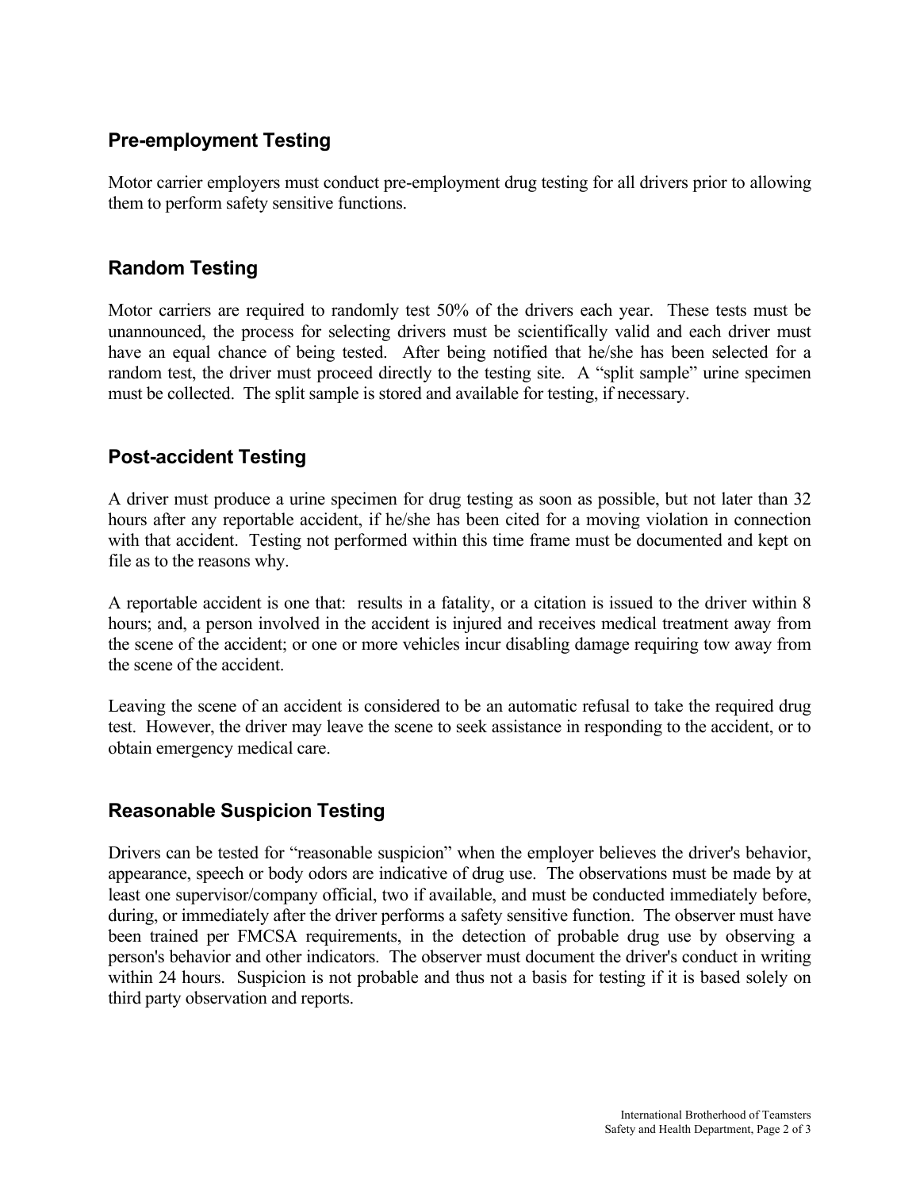## Pre-employment Testing

Motor carrier employers must conduct pre-employment drug testing for all drivers prior to allowing them to perform safety sensitive functions.

## Random Testing

Motor carriers are required to randomly test 50% of the drivers each year. These tests must be unannounced, the process for selecting drivers must be scientifically valid and each driver must have an equal chance of being tested. After being notified that he/she has been selected for a random test, the driver must proceed directly to the testing site. A "split sample" urine specimen must be collected. The split sample is stored and available for testing, if necessary.

## Post-accident Testing

A driver must produce a urine specimen for drug testing as soon as possible, but not later than 32 hours after any reportable accident, if he/she has been cited for a moving violation in connection with that accident. Testing not performed within this time frame must be documented and kept on file as to the reasons why.

A reportable accident is one that: results in a fatality, or a citation is issued to the driver within 8 hours; and, a person involved in the accident is injured and receives medical treatment away from the scene of the accident; or one or more vehicles incur disabling damage requiring tow away from the scene of the accident.

Leaving the scene of an accident is considered to be an automatic refusal to take the required drug test. However, the driver may leave the scene to seek assistance in responding to the accident, or to obtain emergency medical care.

## Reasonable Suspicion Testing

Drivers can be tested for "reasonable suspicion" when the employer believes the driver's behavior, appearance, speech or body odors are indicative of drug use. The observations must be made by at least one supervisor/company official, two if available, and must be conducted immediately before, during, or immediately after the driver performs a safety sensitive function. The observer must have been trained per FMCSA requirements, in the detection of probable drug use by observing a person's behavior and other indicators. The observer must document the driver's conduct in writing within 24 hours. Suspicion is not probable and thus not a basis for testing if it is based solely on third party observation and reports.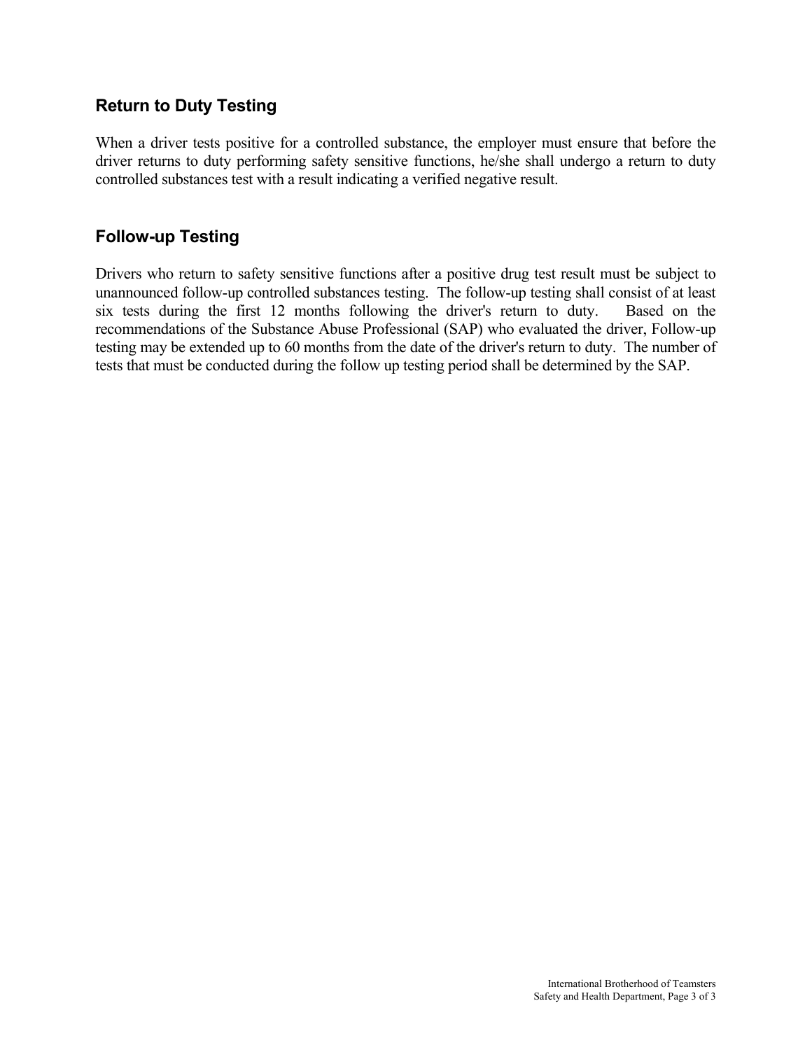## Return to Duty Testing

When a driver tests positive for a controlled substance, the employer must ensure that before the driver returns to duty performing safety sensitive functions, he/she shall undergo a return to duty controlled substances test with a result indicating a verified negative result.

## Follow-up Testing

Drivers who return to safety sensitive functions after a positive drug test result must be subject to unannounced follow-up controlled substances testing. The follow-up testing shall consist of at least six tests during the first 12 months following the driver's return to duty. Based on the recommendations of the Substance Abuse Professional (SAP) who evaluated the driver, Follow-up testing may be extended up to 60 months from the date of the driver's return to duty. The number of tests that must be conducted during the follow up testing period shall be determined by the SAP.